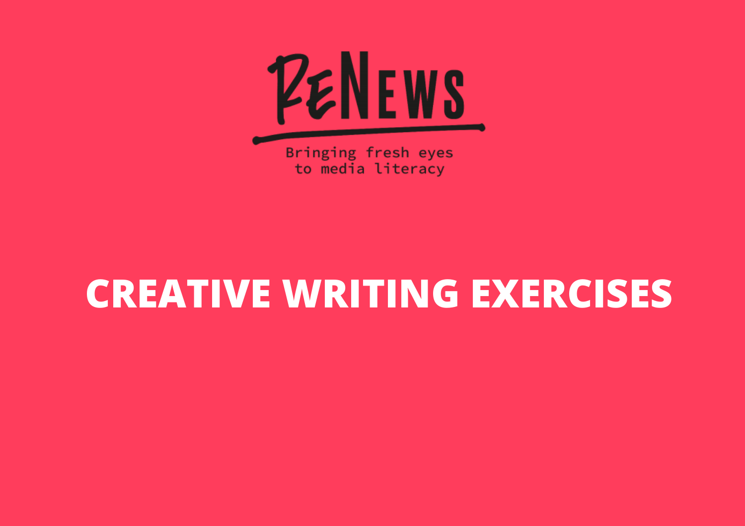# ReNews

Bringing fresh eyes
to media literacy

# CREATIVE WRITING EXERCISES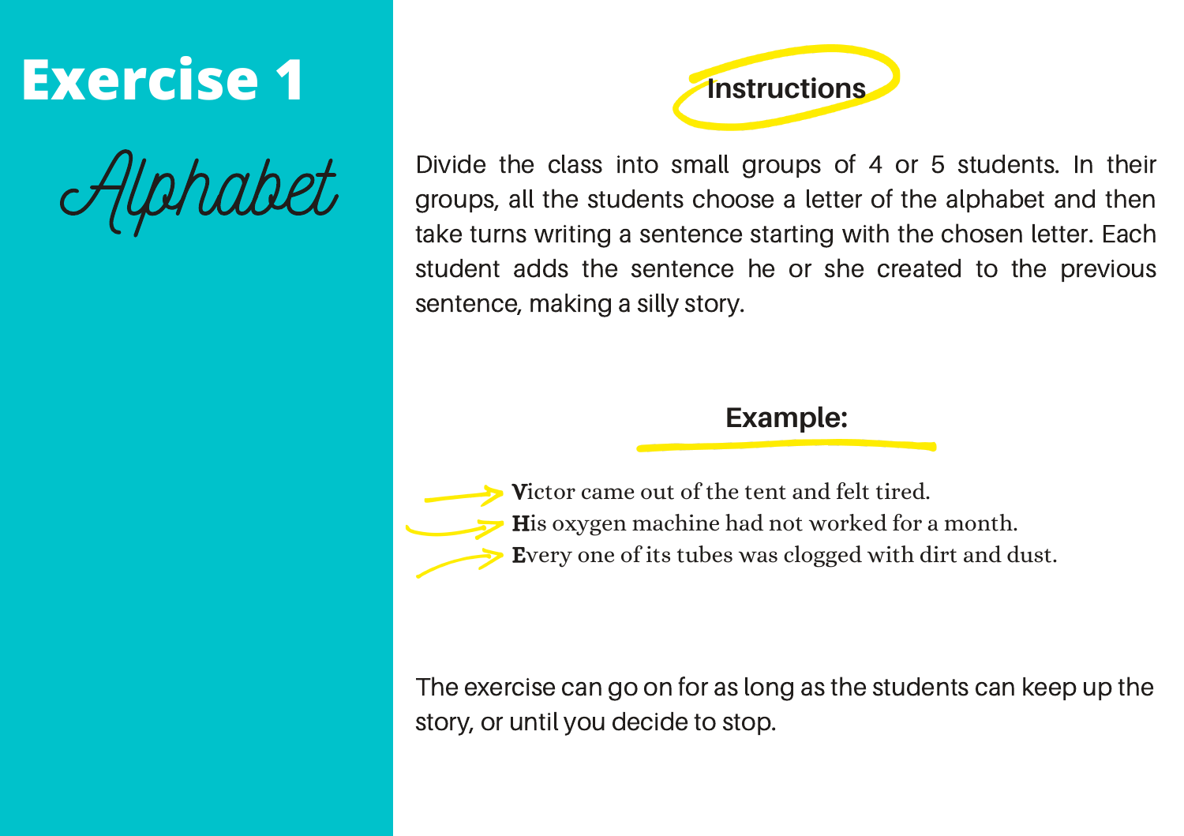# Exercise 1

## Alphabet

### Instructions

Divide the class into small groups of 4 or 5 students. In their groups, all the students choose a letter of the alphabet and then take turns writing a sentence starting with the chosen letter. Each student adds the sentence he or she created to the previous sentence, making a silly story.

### Example:

**V**ictor came out of the tent and felt tired.
**H**is oxygen machine had not worked for a month.
**E**very one of its tubes was clogged with dirt and dust.

The exercise can go on for as long as the students can keep up the story, or until you decide to stop.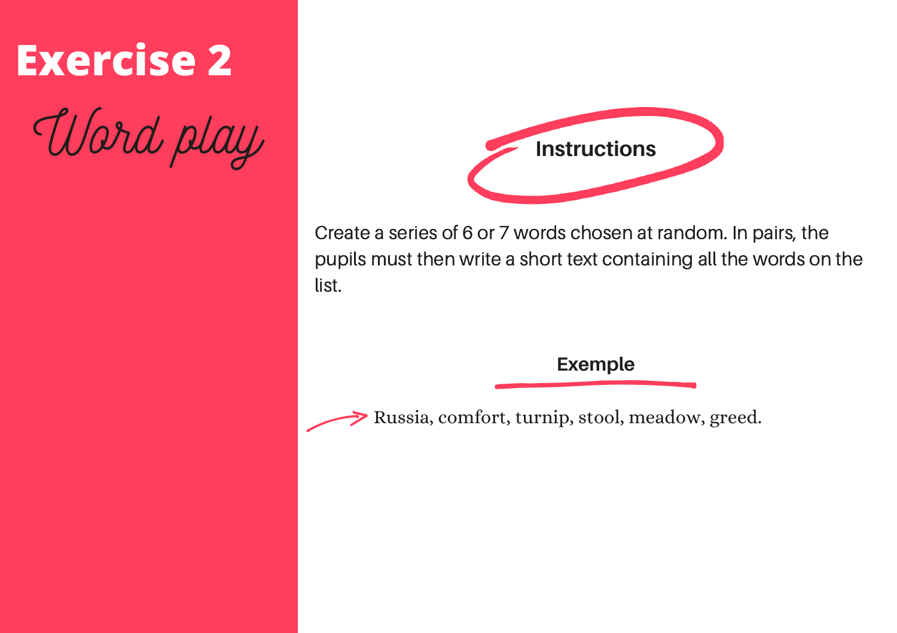# Exercise 2

## Word play

### Instructions

Create a series of 6 or 7 words chosen at random. In pairs, the pupils must then write a short text containing all the words on the list.

### Exemple

Russia, comfort, turnip, stool, meadow, greed.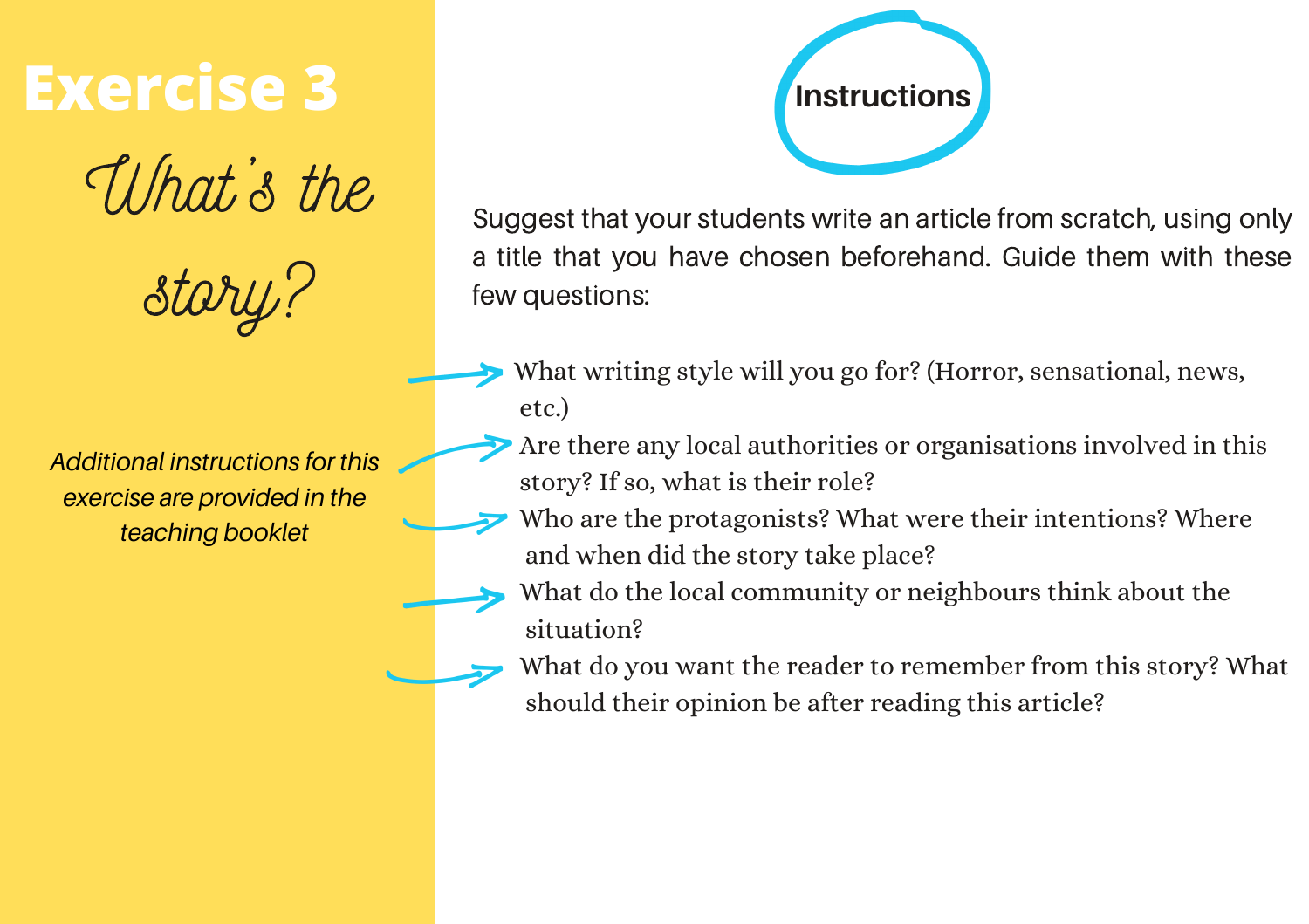# Exercise 3

## What's the story?

*Additional instructions for this exercise are provided in the teaching booklet*

### Instructions

Suggest that your students write an article from scratch, using only a title that you have chosen beforehand. Guide them with these few questions:

- What writing style will you go for? (Horror, sensational, news, etc.)
- Are there any local authorities or organisations involved in this story? If so, what is their role?
- Who are the protagonists? What were their intentions? Where and when did the story take place?
- What do the local community or neighbours think about the situation?
- What do you want the reader to remember from this story? What should their opinion be after reading this article?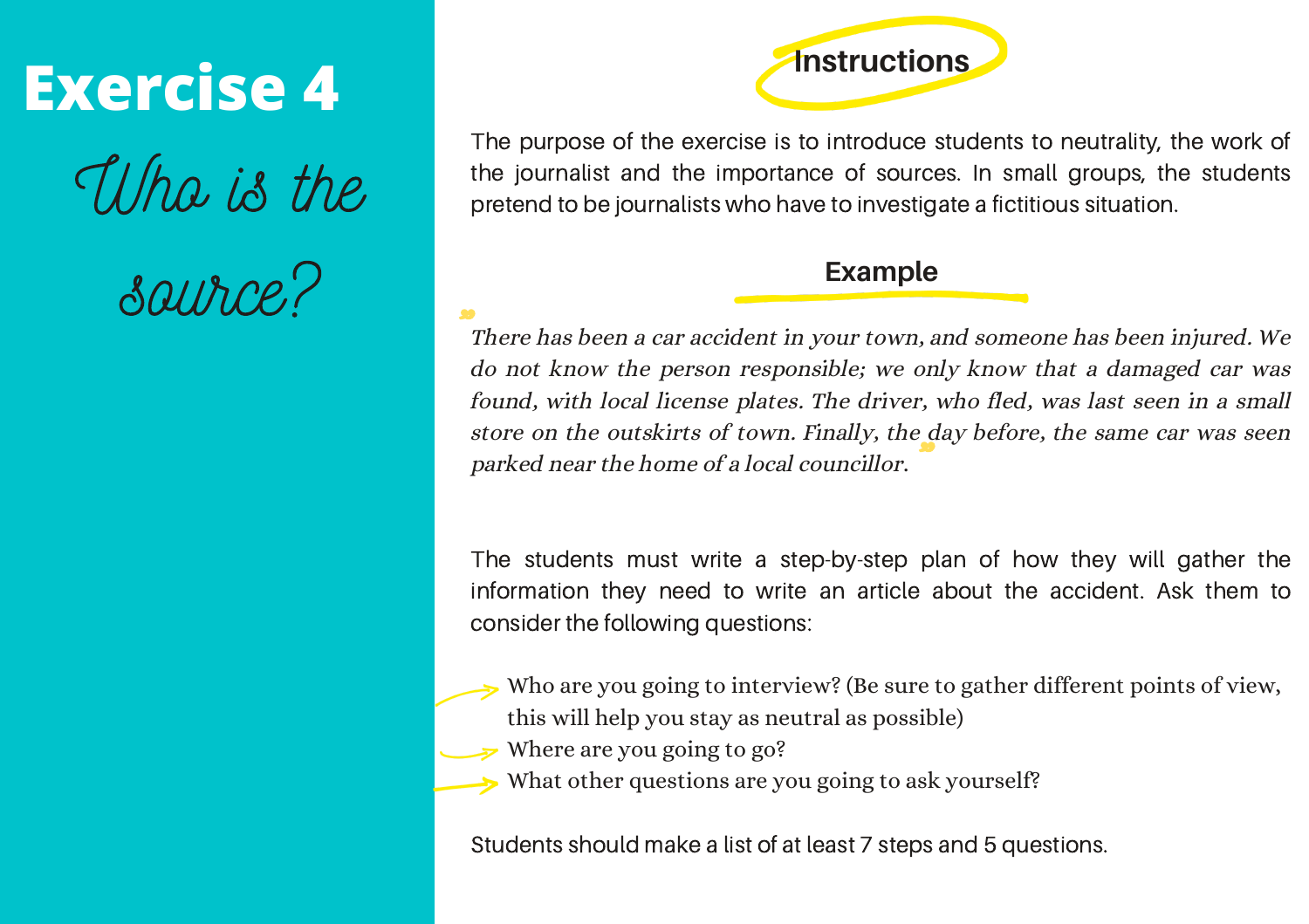# Exercise 4

## Who is the source?

### Instructions

The purpose of the exercise is to introduce students to neutrality, the work of the journalist and the importance of sources. In small groups, the students pretend to be journalists who have to investigate a fictitious situation.

### Example

*There has been a car accident in your town, and someone has been injured. We do not know the person responsible; we only know that a damaged car was found, with local license plates. The driver, who fled, was last seen in a small store on the outskirts of town. Finally, the day before, the same car was seen parked near the home of a local councillor.*

The students must write a step-by-step plan of how they will gather the information they need to write an article about the accident. Ask them to consider the following questions:

- Who are you going to interview? (Be sure to gather different points of view, this will help you stay as neutral as possible)
- Where are you going to go?
- What other questions are you going to ask yourself?

Students should make a list of at least 7 steps and 5 questions.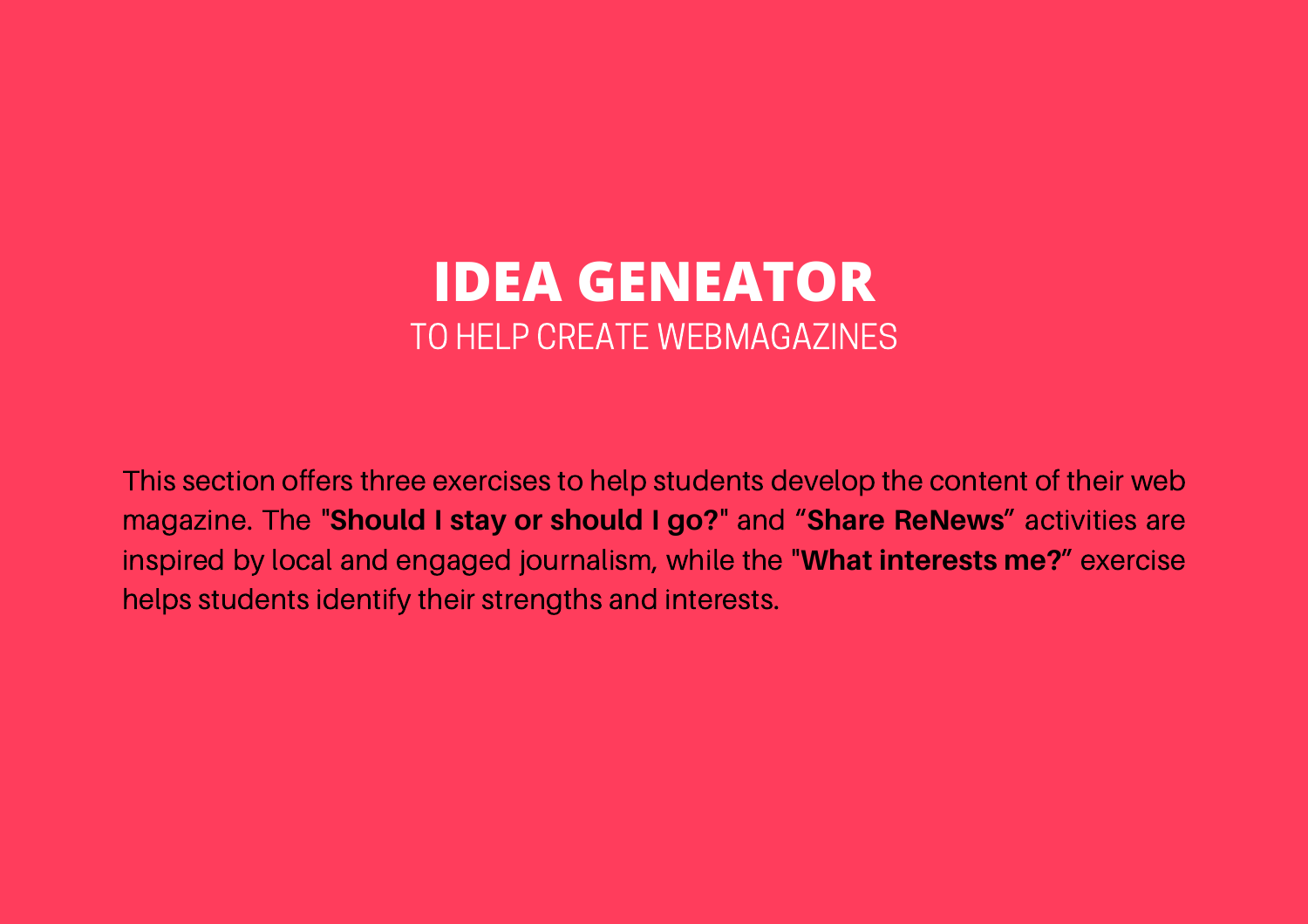# IDEA GENEATOR

TO HELP CREATE WEBMAGAZINES

This section offers three exercises to help students develop the content of their web magazine. The "**Should I stay or should I go?**" and "**Share ReNews**" activities are inspired by local and engaged journalism, while the "**What interests me?**" exercise helps students identify their strengths and interests.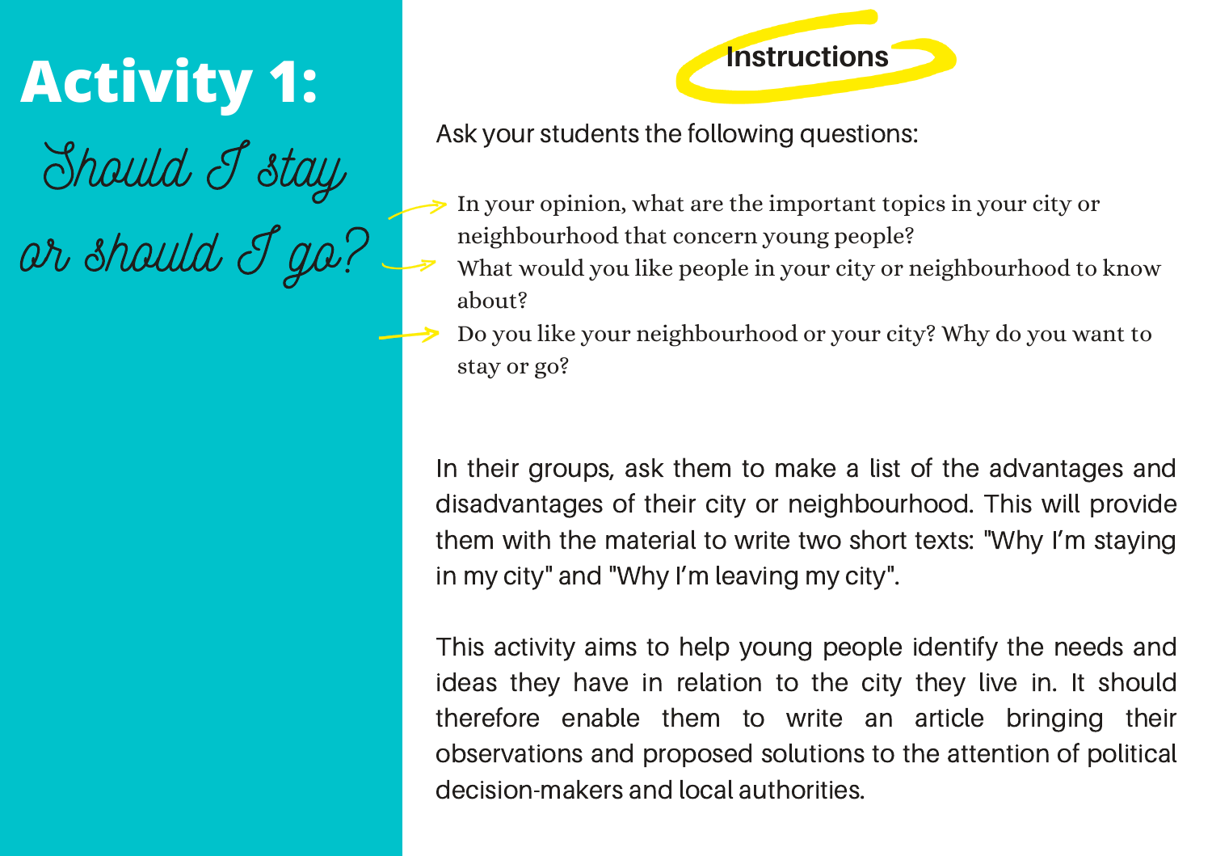# Activity 1:

## Should I stay or should I go?

### Instructions

Ask your students the following questions:

- In your opinion, what are the important topics in your city or neighbourhood that concern young people?
- What would you like people in your city or neighbourhood to know about?
- Do you like your neighbourhood or your city? Why do you want to stay or go?

In their groups, ask them to make a list of the advantages and disadvantages of their city or neighbourhood. This will provide them with the material to write two short texts: "Why I'm staying in my city" and "Why I'm leaving my city".

This activity aims to help young people identify the needs and ideas they have in relation to the city they live in. It should therefore enable them to write an article bringing their observations and proposed solutions to the attention of political decision-makers and local authorities.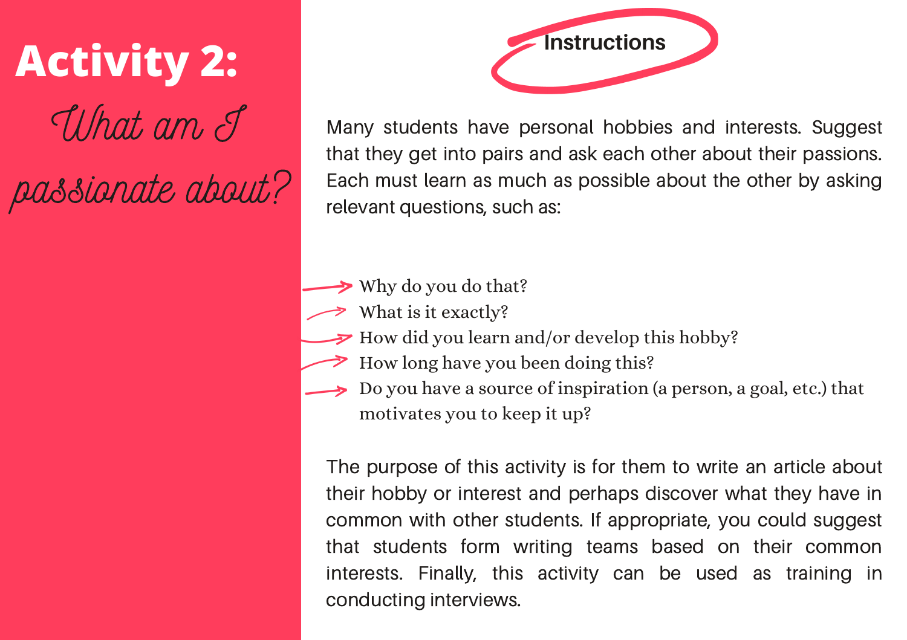# Activity 2:

## *What am I passionate about?*

### Instructions

Many students have personal hobbies and interests. Suggest that they get into pairs and ask each other about their passions. Each must learn as much as possible about the other by asking relevant questions, such as:

- Why do you do that?
- What is it exactly?
- How did you learn and/or develop this hobby?
- How long have you been doing this?
- Do you have a source of inspiration (a person, a goal, etc.) that motivates you to keep it up?

The purpose of this activity is for them to write an article about their hobby or interest and perhaps discover what they have in common with other students. If appropriate, you could suggest that students form writing teams based on their common interests. Finally, this activity can be used as training in conducting interviews.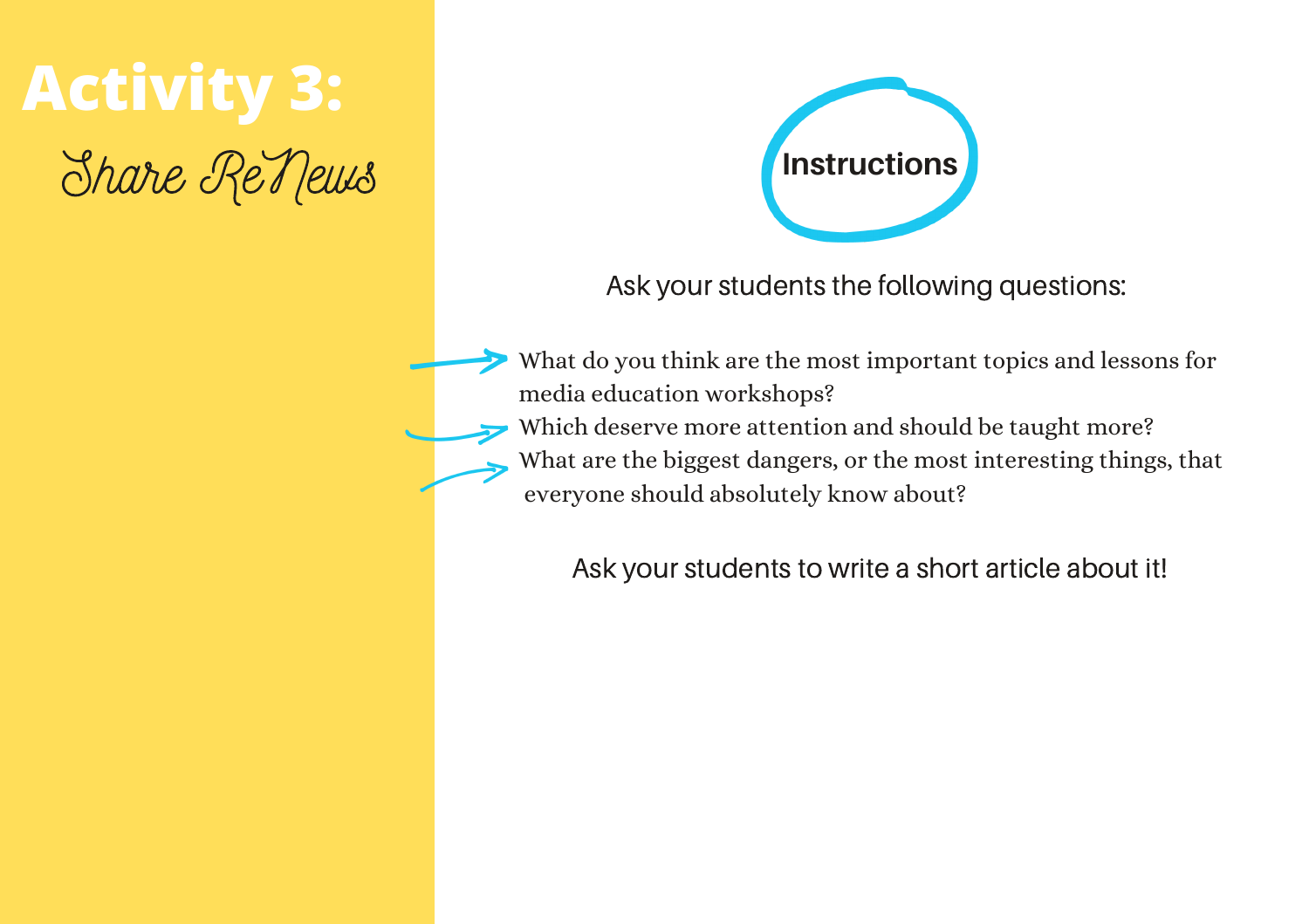# Activity 3:

## Share ReNews

### Instructions

Ask your students the following questions:

- What do you think are the most important topics and lessons for media education workshops?
- Which deserve more attention and should be taught more?
- What are the biggest dangers, or the most interesting things, that everyone should absolutely know about?

Ask your students to write a short article about it!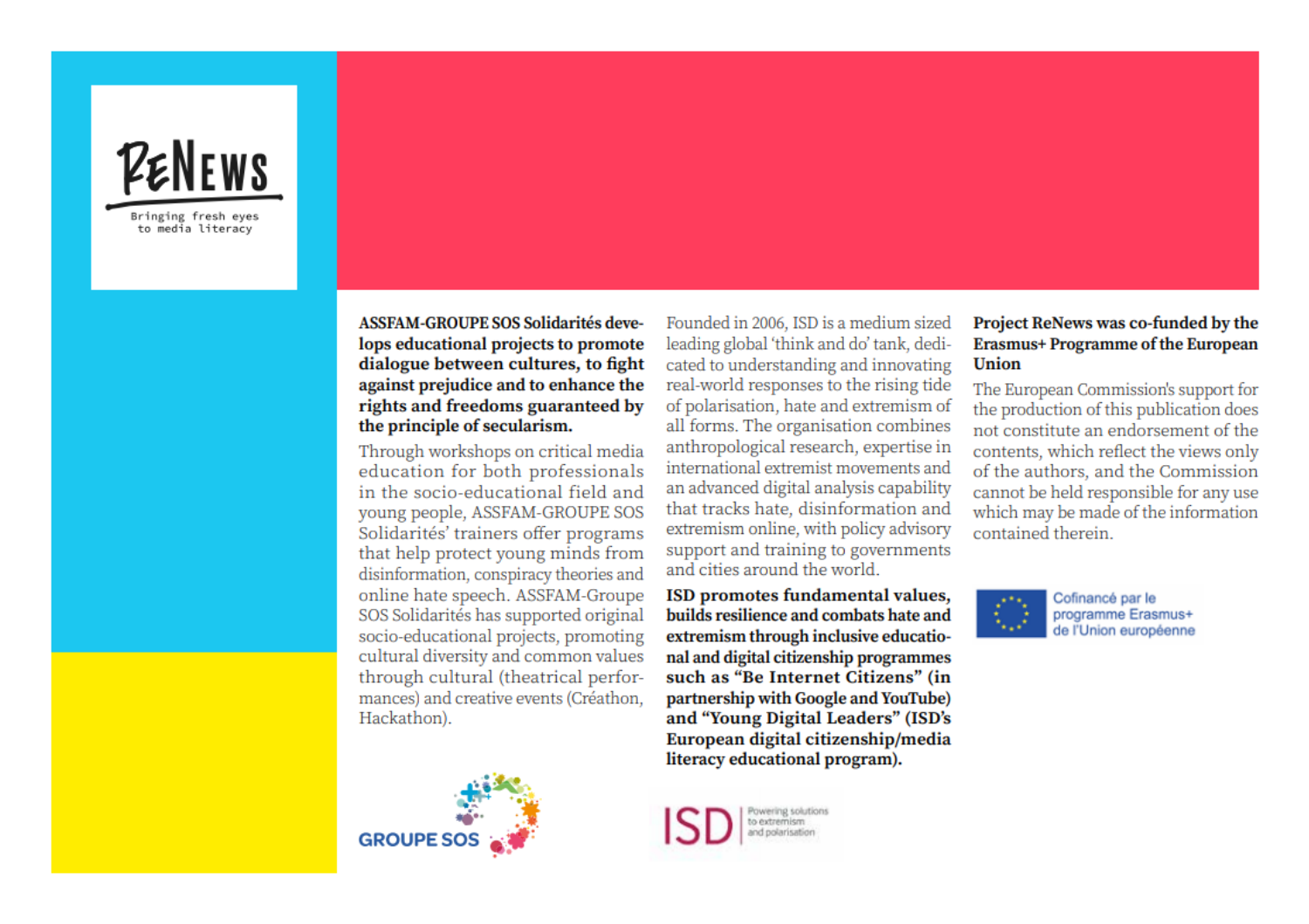# ReNews

Bringing fresh eyes to media literacy

**ASSFAM-GROUPE SOS Solidarités develops educational projects to promote dialogue between cultures, to fight against prejudice and to enhance the rights and freedoms guaranteed by the principle of secularism.**

Through workshops on critical media education for both professionals in the socio-educational field and young people, ASSFAM-GROUPE SOS Solidarités' trainers offer programs that help protect young minds from disinformation, conspiracy theories and online hate speech. ASSFAM-Groupe SOS Solidarités has supported original socio-educational projects, promoting cultural diversity and common values through cultural (theatrical performances) and creative events (Créathon, Hackathon).

GROUPE SOS

Founded in 2006, ISD is a medium sized leading global 'think and do' tank, dedicated to understanding and innovating real-world responses to the rising tide of polarisation, hate and extremism of all forms. The organisation combines anthropological research, expertise in international extremist movements and an advanced digital analysis capability that tracks hate, disinformation and extremism online, with policy advisory support and training to governments and cities around the world.

**ISD promotes fundamental values, builds resilience and combats hate and extremism through inclusive educational and digital citizenship programmes such as "Be Internet Citizens" (in partnership with Google and YouTube) and "Young Digital Leaders" (ISD's European digital citizenship/media literacy educational program).**

ISD Powering solutions to extremism and polarisation

**Project ReNews was co-funded by the Erasmus+ Programme of the European Union**

The European Commission's support for the production of this publication does not constitute an endorsement of the contents, which reflect the views only of the authors, and the Commission cannot be held responsible for any use which may be made of the information contained therein.

Cofinancé par le programme Erasmus+ de l'Union européenne